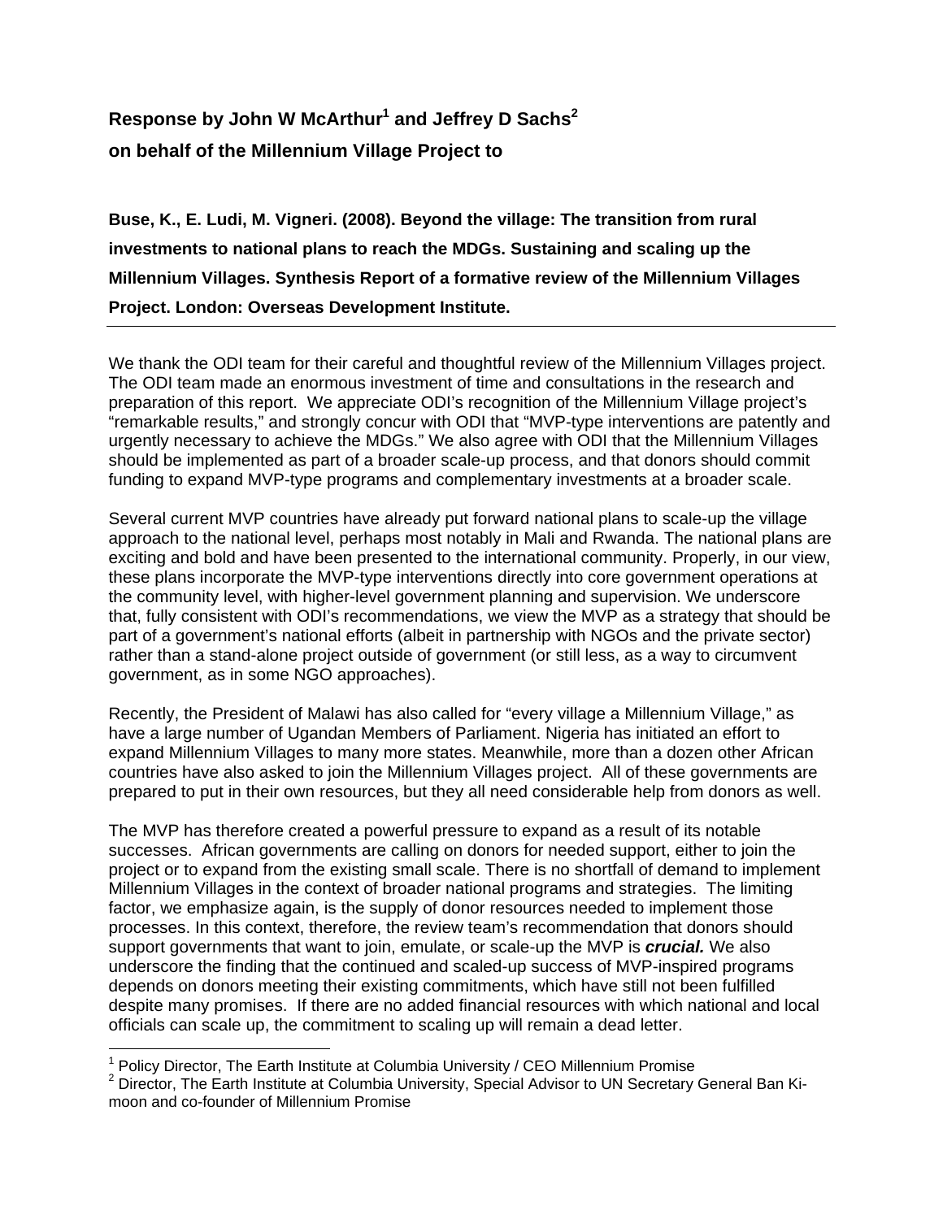**Response by John W McArthur[1] and Jeffrey D Sachs[2]**

**on behalf of the Millennium Village Project to**

**Buse, K., E. Ludi, M. Vigneri. (2008). Beyond the village: The transition from rural investments to national plans to reach the MDGs. Sustaining and scaling up the Millennium Villages. Synthesis Report of a formative review of the Millennium Villages Project. London: Overseas Development Institute.**

---

We thank the ODI team for their careful and thoughtful review of the Millennium Villages project. The ODI team made an enormous investment of time and consultations in the research and preparation of this report. We appreciate ODI's recognition of the Millennium Village project's "remarkable results," and strongly concur with ODI that "MVP-type interventions are patently and urgently necessary to achieve the MDGs." We also agree with ODI that the Millennium Villages should be implemented as part of a broader scale-up process, and that donors should commit funding to expand MVP-type programs and complementary investments at a broader scale.

Several current MVP countries have already put forward national plans to scale-up the village approach to the national level, perhaps most notably in Mali and Rwanda. The national plans are exciting and bold and have been presented to the international community. Properly, in our view, these plans incorporate the MVP-type interventions directly into core government operations at the community level, with higher-level government planning and supervision. We underscore that, fully consistent with ODI's recommendations, we view the MVP as a strategy that should be part of a government's national efforts (albeit in partnership with NGOs and the private sector) rather than a stand-alone project outside of government (or still less, as a way to circumvent government, as in some NGO approaches).

Recently, the President of Malawi has also called for "every village a Millennium Village," as have a large number of Ugandan Members of Parliament. Nigeria has initiated an effort to expand Millennium Villages to many more states. Meanwhile, more than a dozen other African countries have also asked to join the Millennium Villages project. All of these governments are prepared to put in their own resources, but they all need considerable help from donors as well.

The MVP has therefore created a powerful pressure to expand as a result of its notable successes. African governments are calling on donors for needed support, either to join the project or to expand from the existing small scale. There is no shortfall of demand to implement Millennium Villages in the context of broader national programs and strategies. The limiting factor, we emphasize again, is the supply of donor resources needed to implement those processes. In this context, therefore, the review team's recommendation that donors should support governments that want to join, emulate, or scale-up the MVP is ***crucial.*** We also underscore the finding that the continued and scaled-up success of MVP-inspired programs depends on donors meeting their existing commitments, which have still not been fulfilled despite many promises. If there are no added financial resources with which national and local officials can scale up, the commitment to scaling up will remain a dead letter.

---

[1] Policy Director, The Earth Institute at Columbia University / CEO Millennium Promise

[2] Director, The Earth Institute at Columbia University, Special Advisor to UN Secretary General Ban Ki-moon and co-founder of Millennium Promise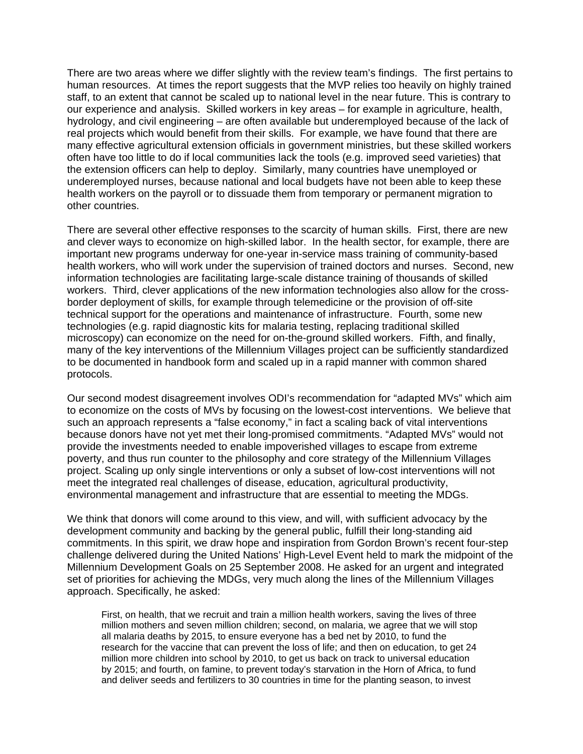There are two areas where we differ slightly with the review team's findings. The first pertains to human resources. At times the report suggests that the MVP relies too heavily on highly trained staff, to an extent that cannot be scaled up to national level in the near future. This is contrary to our experience and analysis. Skilled workers in key areas – for example in agriculture, health, hydrology, and civil engineering – are often available but underemployed because of the lack of real projects which would benefit from their skills. For example, we have found that there are many effective agricultural extension officials in government ministries, but these skilled workers often have too little to do if local communities lack the tools (e.g. improved seed varieties) that the extension officers can help to deploy. Similarly, many countries have unemployed or underemployed nurses, because national and local budgets have not been able to keep these health workers on the payroll or to dissuade them from temporary or permanent migration to other countries.

There are several other effective responses to the scarcity of human skills. First, there are new and clever ways to economize on high-skilled labor. In the health sector, for example, there are important new programs underway for one-year in-service mass training of community-based health workers, who will work under the supervision of trained doctors and nurses. Second, new information technologies are facilitating large-scale distance training of thousands of skilled workers. Third, clever applications of the new information technologies also allow for the cross-border deployment of skills, for example through telemedicine or the provision of off-site technical support for the operations and maintenance of infrastructure. Fourth, some new technologies (e.g. rapid diagnostic kits for malaria testing, replacing traditional skilled microscopy) can economize on the need for on-the-ground skilled workers. Fifth, and finally, many of the key interventions of the Millennium Villages project can be sufficiently standardized to be documented in handbook form and scaled up in a rapid manner with common shared protocols.

Our second modest disagreement involves ODI's recommendation for "adapted MVs" which aim to economize on the costs of MVs by focusing on the lowest-cost interventions. We believe that such an approach represents a "false economy," in fact a scaling back of vital interventions because donors have not yet met their long-promised commitments. "Adapted MVs" would not provide the investments needed to enable impoverished villages to escape from extreme poverty, and thus run counter to the philosophy and core strategy of the Millennium Villages project. Scaling up only single interventions or only a subset of low-cost interventions will not meet the integrated real challenges of disease, education, agricultural productivity, environmental management and infrastructure that are essential to meeting the MDGs.

We think that donors will come around to this view, and will, with sufficient advocacy by the development community and backing by the general public, fulfill their long-standing aid commitments. In this spirit, we draw hope and inspiration from Gordon Brown's recent four-step challenge delivered during the United Nations' High-Level Event held to mark the midpoint of the Millennium Development Goals on 25 September 2008. He asked for an urgent and integrated set of priorities for achieving the MDGs, very much along the lines of the Millennium Villages approach. Specifically, he asked:

> First, on health, that we recruit and train a million health workers, saving the lives of three million mothers and seven million children; second, on malaria, we agree that we will stop all malaria deaths by 2015, to ensure everyone has a bed net by 2010, to fund the research for the vaccine that can prevent the loss of life; and then on education, to get 24 million more children into school by 2010, to get us back on track to universal education by 2015; and fourth, on famine, to prevent today's starvation in the Horn of Africa, to fund and deliver seeds and fertilizers to 30 countries in time for the planting season, to invest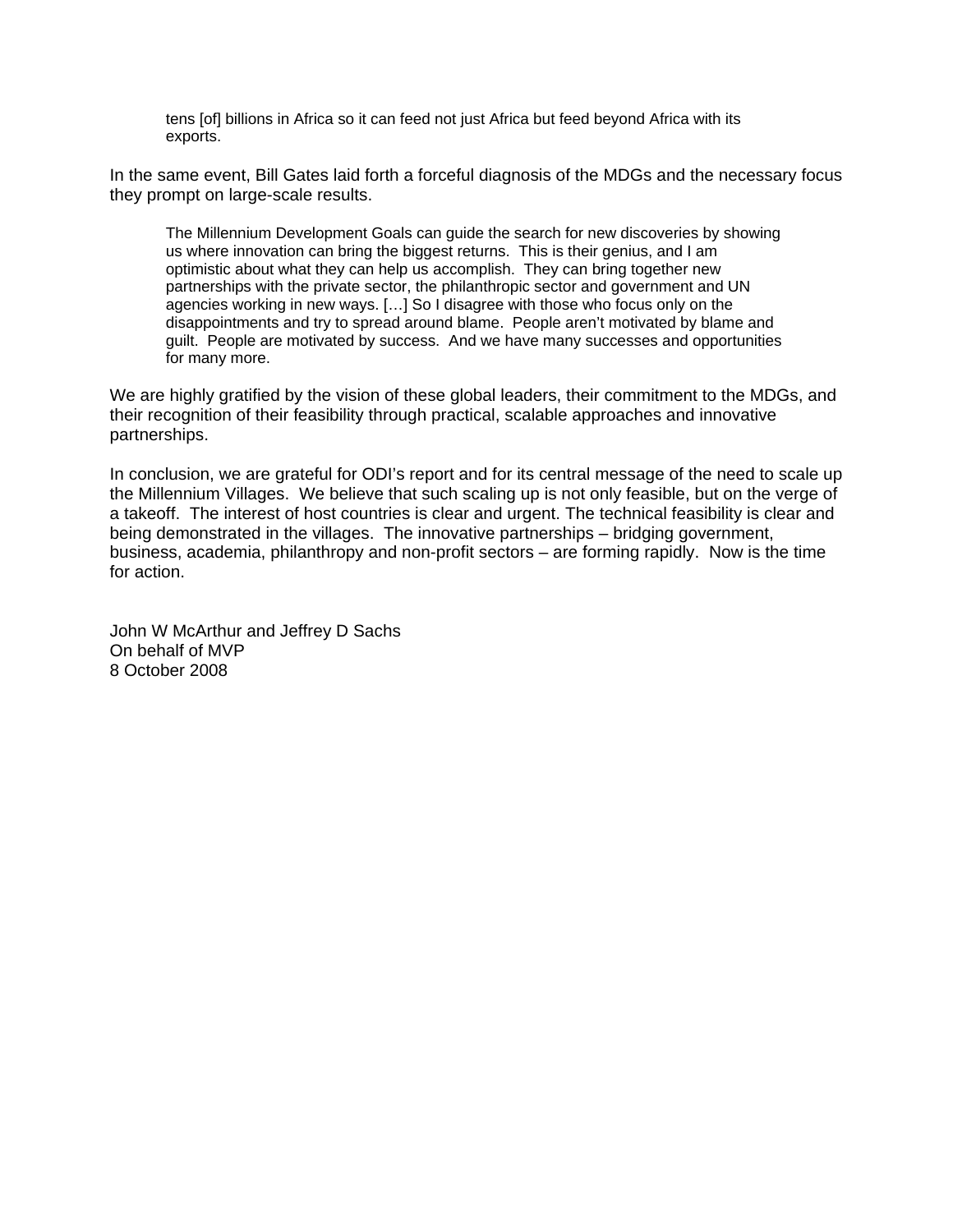> tens [of] billions in Africa so it can feed not just Africa but feed beyond Africa with its exports.

In the same event, Bill Gates laid forth a forceful diagnosis of the MDGs and the necessary focus they prompt on large-scale results.

> The Millennium Development Goals can guide the search for new discoveries by showing us where innovation can bring the biggest returns. This is their genius, and I am optimistic about what they can help us accomplish. They can bring together new partnerships with the private sector, the philanthropic sector and government and UN agencies working in new ways. […] So I disagree with those who focus only on the disappointments and try to spread around blame. People aren't motivated by blame and guilt. People are motivated by success. And we have many successes and opportunities for many more.

We are highly gratified by the vision of these global leaders, their commitment to the MDGs, and their recognition of their feasibility through practical, scalable approaches and innovative partnerships.

In conclusion, we are grateful for ODI's report and for its central message of the need to scale up the Millennium Villages. We believe that such scaling up is not only feasible, but on the verge of a takeoff. The interest of host countries is clear and urgent. The technical feasibility is clear and being demonstrated in the villages. The innovative partnerships – bridging government, business, academia, philanthropy and non-profit sectors – are forming rapidly. Now is the time for action.

John W McArthur and Jeffrey D Sachs
On behalf of MVP
8 October 2008